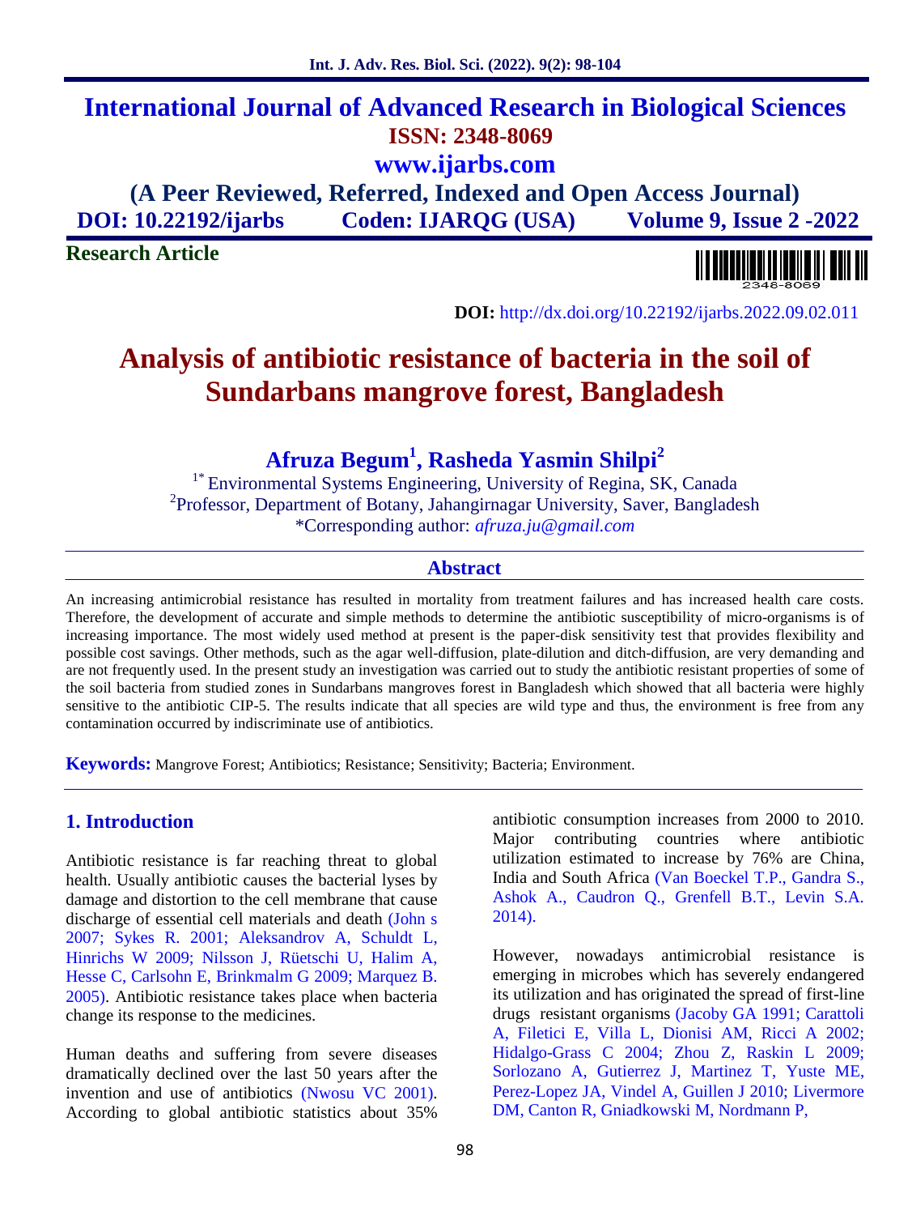# International Journal of Advanced Research in Biological Sciences

**ISSN: 2348-8069**

**www.ijarbs.com**

**(A Peer Reviewed, Referred, Indexed and Open Access Journal)**

**DOI: 10.22192/ijarbs Coden: IJARQG (USA) Volume 9, Issue 2 -2022**

**Research Article**

**DOI:** http://dx.doi.org/10.22192/ijarbs.2022.09.02.011

# Analysis of antibiotic resistance of bacteria in the soil of Sundarbans mangrove forest, Bangladesh

**Afruza Begum[1], Rasheda Yasmin Shilpi[2]**

[1*] Environmental Systems Engineering, University of Regina, SK, Canada

[2]Professor, Department of Botany, Jahangirnagar University, Saver, Bangladesh

*Corresponding author: *afruza.ju@gmail.com*

## Abstract

An increasing antimicrobial resistance has resulted in mortality from treatment failures and has increased health care costs. Therefore, the development of accurate and simple methods to determine the antibiotic susceptibility of micro-organisms is of increasing importance. The most widely used method at present is the paper-disk sensitivity test that provides flexibility and possible cost savings. Other methods, such as the agar well-diffusion, plate-dilution and ditch-diffusion, are very demanding and are not frequently used. In the present study an investigation was carried out to study the antibiotic resistant properties of some of the soil bacteria from studied zones in Sundarbans mangroves forest in Bangladesh which showed that all bacteria were highly sensitive to the antibiotic CIP-5. The results indicate that all species are wild type and thus, the environment is free from any contamination occurred by indiscriminate use of antibiotics.

**Keywords:** Mangrove Forest; Antibiotics; Resistance; Sensitivity; Bacteria; Environment.

## 1. Introduction

Antibiotic resistance is far reaching threat to global health. Usually antibiotic causes the bacterial lyses by damage and distortion to the cell membrane that cause discharge of essential cell materials and death (John s 2007; Sykes R. 2001; Aleksandrov A, Schuldt L, Hinrichs W 2009; Nilsson J, Rüetschi U, Halim A, Hesse C, Carlsohn E, Brinkmalm G 2009; Marquez B. 2005). Antibiotic resistance takes place when bacteria change its response to the medicines.

Human deaths and suffering from severe diseases dramatically declined over the last 50 years after the invention and use of antibiotics (Nwosu VC 2001). According to global antibiotic statistics about 35% antibiotic consumption increases from 2000 to 2010. Major contributing countries where antibiotic utilization estimated to increase by 76% are China, India and South Africa (Van Boeckel T.P., Gandra S., Ashok A., Caudron Q., Grenfell B.T., Levin S.A. 2014).

However, nowadays antimicrobial resistance is emerging in microbes which has severely endangered its utilization and has originated the spread of first-line drugs resistant organisms (Jacoby GA 1991; Carattoli A, Filetici E, Villa L, Dionisi AM, Ricci A 2002; Hidalgo-Grass C 2004; Zhou Z, Raskin L 2009; Sorlozano A, Gutierrez J, Martinez T, Yuste ME, Perez-Lopez JA, Vindel A, Guillen J 2010; Livermore DM, Canton R, Gniadkowski M, Nordmann P,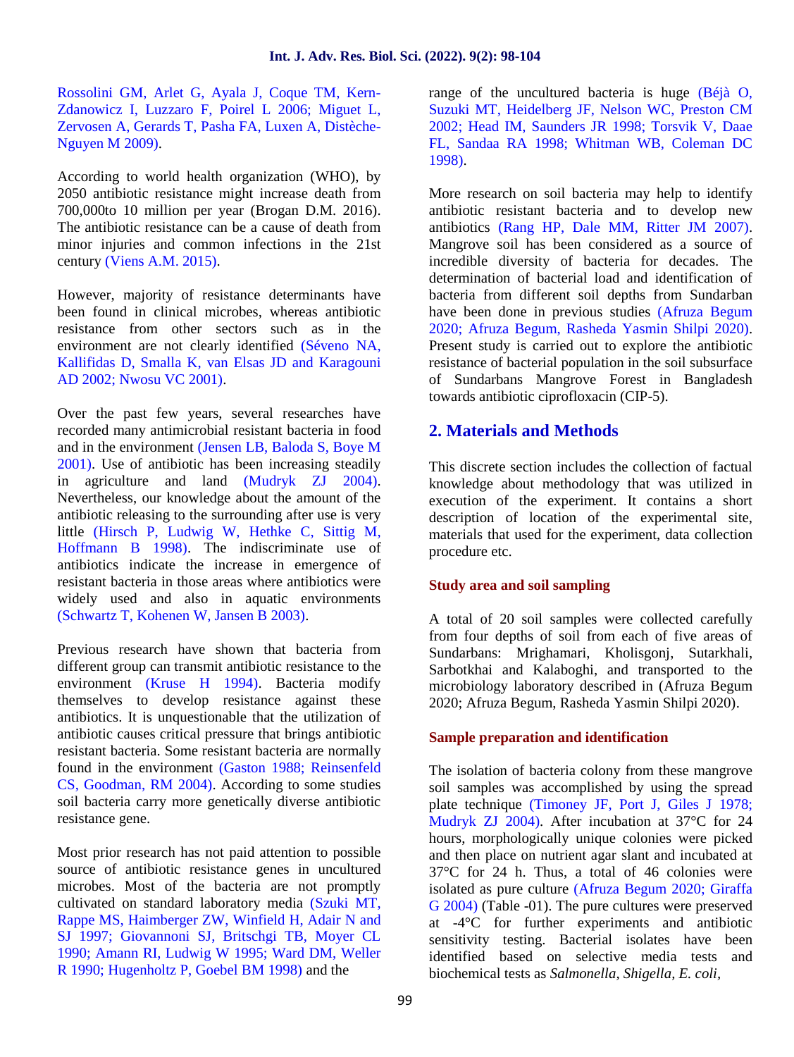Rossolini GM, Arlet G, Ayala J, Coque TM, Kern-Zdanowicz I, Luzzaro F, Poirel L 2006; Miguet L, Zervosen A, Gerards T, Pasha FA, Luxen A, Distèche-Nguyen M 2009).

According to world health organization (WHO), by 2050 antibiotic resistance might increase death from 700,000to 10 million per year (Brogan D.M. 2016). The antibiotic resistance can be a cause of death from minor injuries and common infections in the 21st century (Viens A.M. 2015).

However, majority of resistance determinants have been found in clinical microbes, whereas antibiotic resistance from other sectors such as in the environment are not clearly identified (Séveno NA, Kallifidas D, Smalla K, van Elsas JD and Karagouni AD 2002; Nwosu VC 2001).

Over the past few years, several researches have recorded many antimicrobial resistant bacteria in food and in the environment (Jensen LB, Baloda S, Boye M 2001). Use of antibiotic has been increasing steadily in agriculture and land (Mudryk ZJ 2004). Nevertheless, our knowledge about the amount of the antibiotic releasing to the surrounding after use is very little (Hirsch P, Ludwig W, Hethke C, Sittig M, Hoffmann B 1998). The indiscriminate use of antibiotics indicate the increase in emergence of resistant bacteria in those areas where antibiotics were widely used and also in aquatic environments (Schwartz T, Kohenen W, Jansen B 2003).

Previous research have shown that bacteria from different group can transmit antibiotic resistance to the environment (Kruse H 1994). Bacteria modify themselves to develop resistance against these antibiotics. It is unquestionable that the utilization of antibiotic causes critical pressure that brings antibiotic resistant bacteria. Some resistant bacteria are normally found in the environment (Gaston 1988; Reinsenfeld CS, Goodman, RM 2004). According to some studies soil bacteria carry more genetically diverse antibiotic resistance gene.

Most prior research has not paid attention to possible source of antibiotic resistance genes in uncultured microbes. Most of the bacteria are not promptly cultivated on standard laboratory media (Szuki MT, Rappe MS, Haimberger ZW, Winfield H, Adair N and SJ 1997; Giovannoni SJ, Britschgi TB, Moyer CL 1990; Amann RI, Ludwig W 1995; Ward DM, Weller R 1990; Hugenholtz P, Goebel BM 1998) and the range of the uncultured bacteria is huge (Béjà O, Suzuki MT, Heidelberg JF, Nelson WC, Preston CM 2002; Head IM, Saunders JR 1998; Torsvik V, Daae FL, Sandaa RA 1998; Whitman WB, Coleman DC 1998).

More research on soil bacteria may help to identify antibiotic resistant bacteria and to develop new antibiotics (Rang HP, Dale MM, Ritter JM 2007). Mangrove soil has been considered as a source of incredible diversity of bacteria for decades. The determination of bacterial load and identification of bacteria from different soil depths from Sundarban have been done in previous studies (Afruza Begum 2020; Afruza Begum, Rasheda Yasmin Shilpi 2020). Present study is carried out to explore the antibiotic resistance of bacterial population in the soil subsurface of Sundarbans Mangrove Forest in Bangladesh towards antibiotic ciprofloxacin (CIP-5).

## 2. Materials and Methods

This discrete section includes the collection of factual knowledge about methodology that was utilized in execution of the experiment. It contains a short description of location of the experimental site, materials that used for the experiment, data collection procedure etc.

### Study area and soil sampling

A total of 20 soil samples were collected carefully from four depths of soil from each of five areas of Sundarbans: Mrighamari, Kholisgonj, Sutarkhali, Sarbotkhai and Kalaboghi, and transported to the microbiology laboratory described in (Afruza Begum 2020; Afruza Begum, Rasheda Yasmin Shilpi 2020).

### Sample preparation and identification

The isolation of bacteria colony from these mangrove soil samples was accomplished by using the spread plate technique (Timoney JF, Port J, Giles J 1978; Mudryk ZJ 2004). After incubation at 37°C for 24 hours, morphologically unique colonies were picked and then place on nutrient agar slant and incubated at 37°C for 24 h. Thus, a total of 46 colonies were isolated as pure culture (Afruza Begum 2020; Giraffa G 2004) (Table -01). The pure cultures were preserved at -4°C for further experiments and antibiotic sensitivity testing. Bacterial isolates have been identified based on selective media tests and biochemical tests as *Salmonella, Shigella, E. coli,*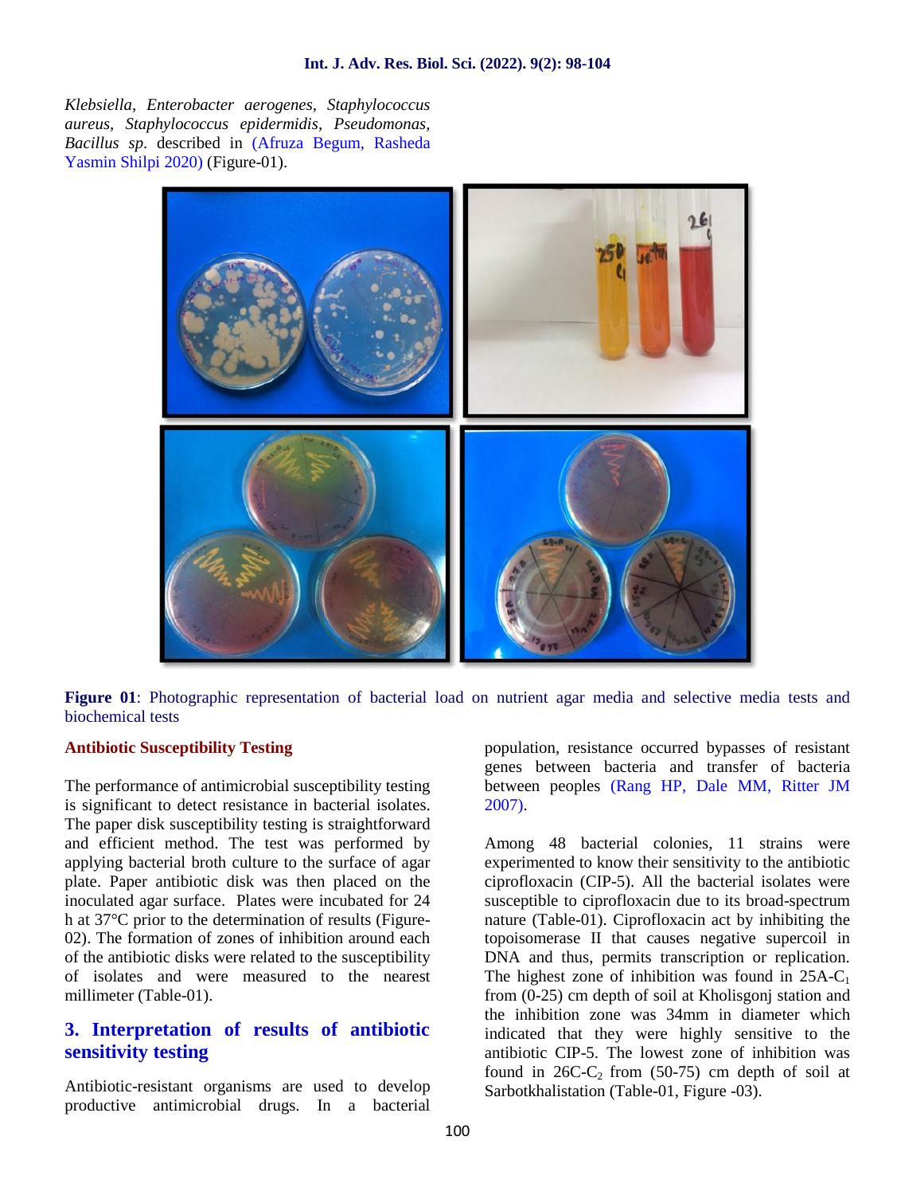*Klebsiella*, *Enterobacter aerogenes*, *Staphylococcus aureus*, *Staphylococcus epidermidis*, *Pseudomonas*, *Bacillus sp*. described in (Afruza Begum, Rasheda Yasmin Shilpi 2020) (Figure-01).

**Figure 01**: Photographic representation of bacterial load on nutrient agar media and selective media tests and biochemical tests

**Antibiotic Susceptibility Testing**

The performance of antimicrobial susceptibility testing is significant to detect resistance in bacterial isolates. The paper disk susceptibility testing is straightforward and efficient method. The test was performed by applying bacterial broth culture to the surface of agar plate. Paper antibiotic disk was then placed on the inoculated agar surface. Plates were incubated for 24 h at 37°C prior to the determination of results (Figure-02). The formation of zones of inhibition around each of the antibiotic disks were related to the susceptibility of isolates and were measured to the nearest millimeter (Table-01).

## 3. Interpretation of results of antibiotic sensitivity testing

Antibiotic-resistant organisms are used to develop productive antimicrobial drugs. In a bacterial population, resistance occurred bypasses of resistant genes between bacteria and transfer of bacteria between peoples (Rang HP, Dale MM, Ritter JM 2007).

Among 48 bacterial colonies, 11 strains were experimented to know their sensitivity to the antibiotic ciprofloxacin (CIP-5). All the bacterial isolates were susceptible to ciprofloxacin due to its broad-spectrum nature (Table-01). Ciprofloxacin act by inhibiting the topoisomerase II that causes negative supercoil in DNA and thus, permits transcription or replication. The highest zone of inhibition was found in 25A-$C_1$ from (0-25) cm depth of soil at Kholisgonj station and the inhibition zone was 34mm in diameter which indicated that they were highly sensitive to the antibiotic CIP-5. The lowest zone of inhibition was found in 26C-$C_2$ from (50-75) cm depth of soil at Sarbotkhalistation (Table-01, Figure -03).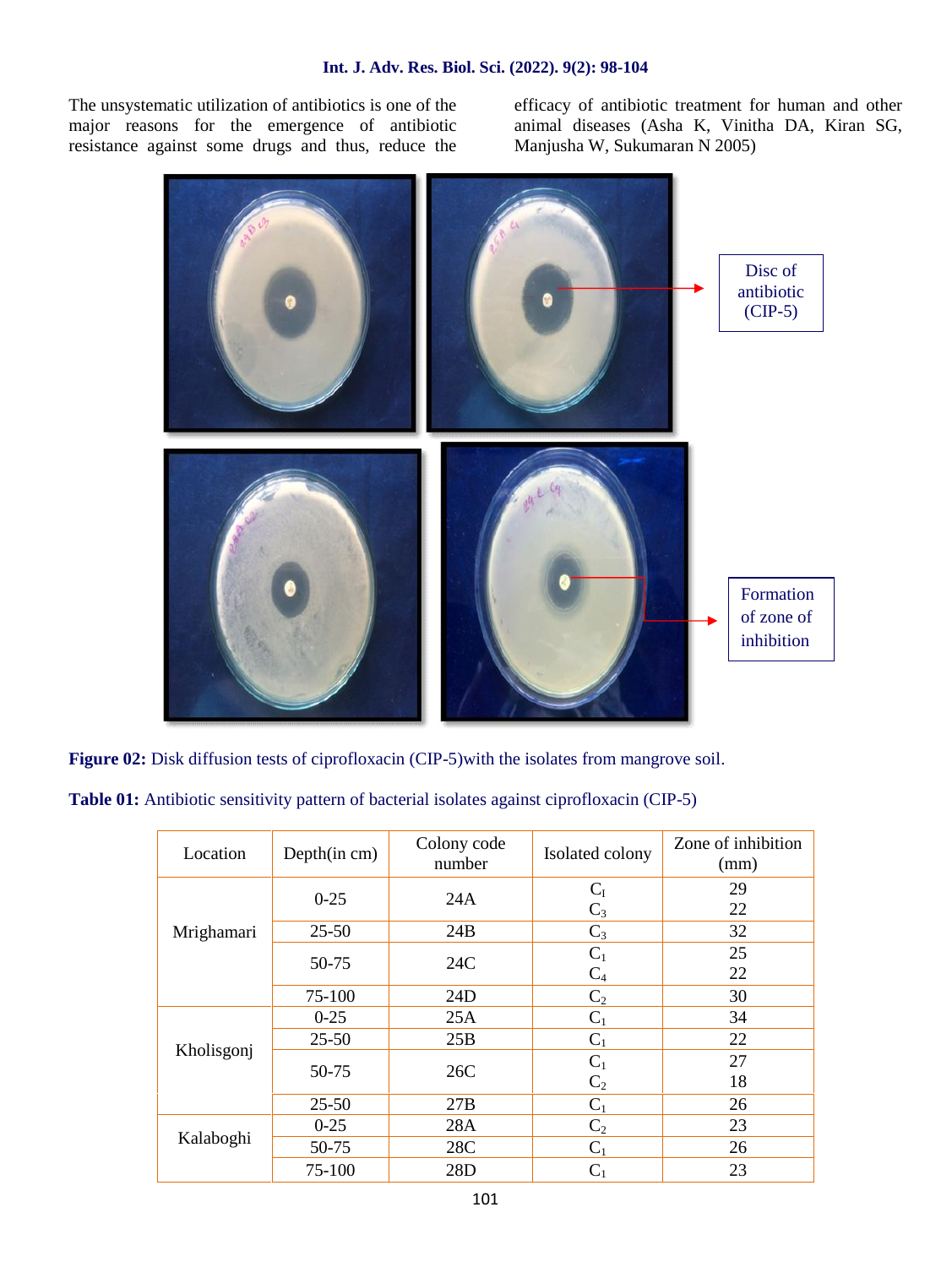The unsystematic utilization of antibiotics is one of the major reasons for the emergence of antibiotic resistance against some drugs and thus, reduce the efficacy of antibiotic treatment for human and other animal diseases (Asha K, Vinitha DA, Kiran SG, Manjusha W, Sukumaran N 2005)

Disc of antibiotic (CIP-5)

Formation of zone of inhibition

**Figure 02:** Disk diffusion tests of ciprofloxacin (CIP-5)with the isolates from mangrove soil.

**Table 01:** Antibiotic sensitivity pattern of bacterial isolates against ciprofloxacin (CIP-5)

| Location | Depth(in cm) | Colony code number | Isolated colony | Zone of inhibition (mm) |
|---|---|---|---|---|
| Mrighamari | 0-25 | 24A | $C_1$<br>$C_3$ | 29<br>22 |
| | 25-50 | 24B | $C_3$ | 32 |
| | 50-75 | 24C | $C_1$<br>$C_4$ | 25<br>22 |
| | 75-100 | 24D | $C_2$ | 30 |
| Kholisgonj | 0-25 | 25A | $C_1$ | 34 |
| | 25-50 | 25B | $C_1$ | 22 |
| | 50-75 | 26C | $C_1$<br>$C_2$ | 27<br>18 |
| | 25-50 | 27B | $C_1$ | 26 |
| Kalaboghi | 0-25 | 28A | $C_2$ | 23 |
| | 50-75 | 28C | $C_1$ | 26 |
| | 75-100 | 28D | $C_1$ | 23 |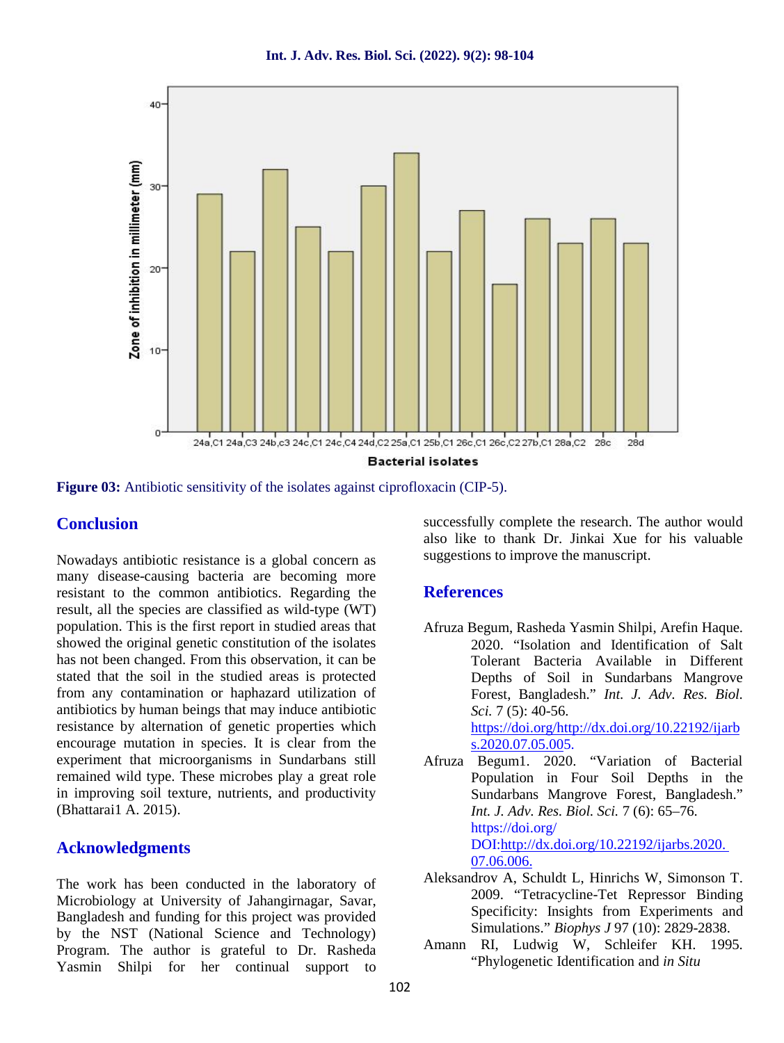**Figure 03:** Antibiotic sensitivity of the isolates against ciprofloxacin (CIP-5).

## Conclusion

Nowadays antibiotic resistance is a global concern as many disease-causing bacteria are becoming more resistant to the common antibiotics. Regarding the result, all the species are classified as wild-type (WT) population. This is the first report in studied areas that showed the original genetic constitution of the isolates has not been changed. From this observation, it can be stated that the soil in the studied areas is protected from any contamination or haphazard utilization of antibiotics by human beings that may induce antibiotic resistance by alternation of genetic properties which encourage mutation in species. It is clear from the experiment that microorganisms in Sundarbans still remained wild type. These microbes play a great role in improving soil texture, nutrients, and productivity (Bhattarai1 A. 2015).

## Acknowledgments

The work has been conducted in the laboratory of Microbiology at University of Jahangirnagar, Savar, Bangladesh and funding for this project was provided by the NST (National Science and Technology) Program. The author is grateful to Dr. Rasheda Yasmin Shilpi for her continual support to successfully complete the research. The author would also like to thank Dr. Jinkai Xue for his valuable suggestions to improve the manuscript.

## References

Afruza Begum, Rasheda Yasmin Shilpi, Arefin Haque. 2020. "Isolation and Identification of Salt Tolerant Bacteria Available in Different Depths of Soil in Sundarbans Mangrove Forest, Bangladesh." *Int. J. Adv. Res. Biol. Sci.* 7 (5): 40-56. https://doi.org/http://dx.doi.org/10.22192/ijarbs.2020.07.05.005.

Afruza Begum1. 2020. "Variation of Bacterial Population in Four Soil Depths in the Sundarbans Mangrove Forest, Bangladesh." *Int. J. Adv. Res. Biol. Sci.* 7 (6): 65–76. https://doi.org/ DOI:http://dx.doi.org/10.22192/ijarbs.2020.07.06.006.

Aleksandrov A, Schuldt L, Hinrichs W, Simonson T. 2009. "Tetracycline-Tet Repressor Binding Specificity: Insights from Experiments and Simulations." *Biophys J* 97 (10): 2829-2838.

Amann RI, Ludwig W, Schleifer KH. 1995. "Phylogenetic Identification and *in Situ*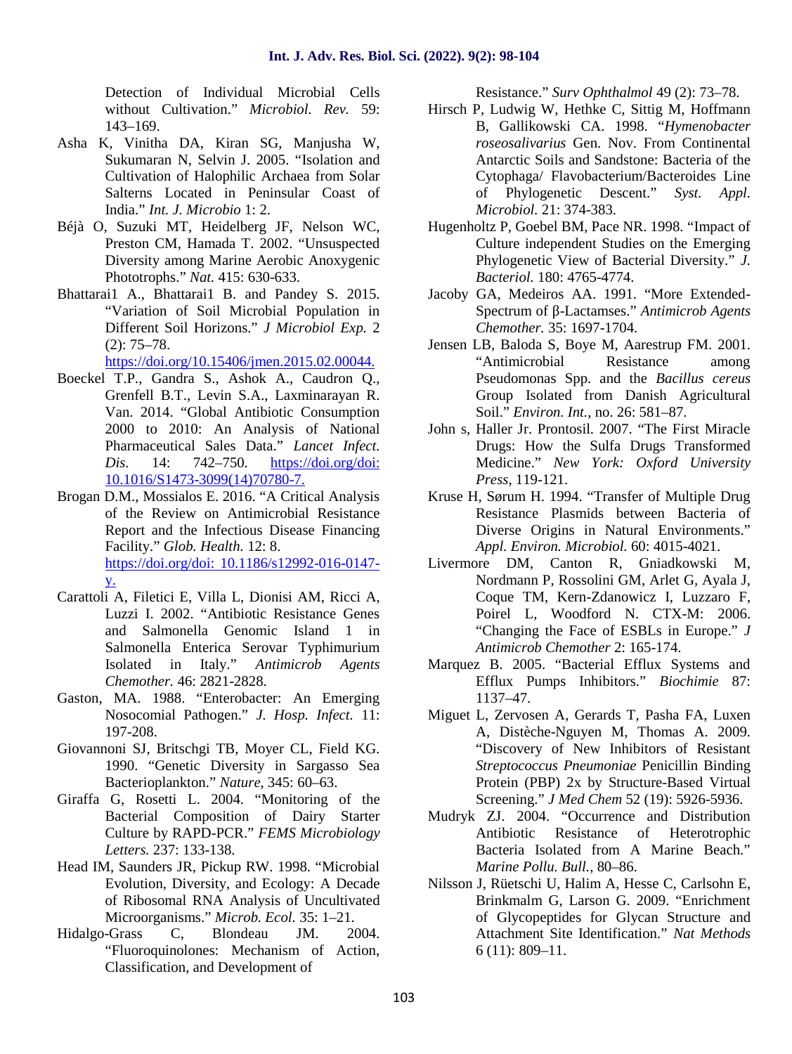Detection of Individual Microbial Cells without Cultivation." *Microbiol. Rev.* 59: 143–169.

Asha K, Vinitha DA, Kiran SG, Manjusha W, Sukumaran N, Selvin J. 2005. "Isolation and Cultivation of Halophilic Archaea from Solar Salterns Located in Peninsular Coast of India." *Int. J. Microbio* 1: 2.

Béjà O, Suzuki MT, Heidelberg JF, Nelson WC, Preston CM, Hamada T. 2002. "Unsuspected Diversity among Marine Aerobic Anoxygenic Phototrophs." *Nat.* 415: 630-633.

Bhattarai1 A., Bhattarai1 B. and Pandey S. 2015. "Variation of Soil Microbial Population in Different Soil Horizons." *J Microbiol Exp.* 2 (2): 75–78. https://doi.org/10.15406/jmen.2015.02.00044.

Boeckel T.P., Gandra S., Ashok A., Caudron Q., Grenfell B.T., Levin S.A., Laxminarayan R. Van. 2014. "Global Antibiotic Consumption 2000 to 2010: An Analysis of National Pharmaceutical Sales Data." *Lancet Infect. Dis.* 14: 742–750. https://doi.org/doi:10.1016/S1473-3099(14)70780-7.

Brogan D.M., Mossialos E. 2016. "A Critical Analysis of the Review on Antimicrobial Resistance Report and the Infectious Disease Financing Facility." *Glob. Health.* 12: 8. https://doi.org/doi: 10.1186/s12992-016-0147-y.

Carattoli A, Filetici E, Villa L, Dionisi AM, Ricci A, Luzzi I. 2002. "Antibiotic Resistance Genes and Salmonella Genomic Island 1 in Salmonella Enterica Serovar Typhimurium Isolated in Italy." *Antimicrob Agents Chemother.* 46: 2821-2828.

Gaston, MA. 1988. "Enterobacter: An Emerging Nosocomial Pathogen." *J. Hosp. Infect.* 11: 197-208.

Giovannoni SJ, Britschgi TB, Moyer CL, Field KG. 1990. "Genetic Diversity in Sargasso Sea Bacterioplankton." *Nature*, 345: 60–63.

Giraffa G, Rosetti L. 2004. "Monitoring of the Bacterial Composition of Dairy Starter Culture by RAPD-PCR." *FEMS Microbiology Letters.* 237: 133-138.

Head IM, Saunders JR, Pickup RW. 1998. "Microbial Evolution, Diversity, and Ecology: A Decade of Ribosomal RNA Analysis of Uncultivated Microorganisms." *Microb. Ecol.* 35: 1–21.

Hidalgo-Grass C, Blondeau JM. 2004. "Fluoroquinolones: Mechanism of Action, Classification, and Development of Resistance." *Surv Ophthalmol* 49 (2): 73–78.

Hirsch P, Ludwig W, Hethke C, Sittig M, Hoffmann B, Gallikowski CA. 1998. "*Hymenobacter roseosalivarius* Gen. Nov. From Continental Antarctic Soils and Sandstone: Bacteria of the Cytophaga/ Flavobacterium/Bacteroides Line of Phylogenetic Descent." *Syst. Appl. Microbiol.* 21: 374-383.

Hugenholtz P, Goebel BM, Pace NR. 1998. "Impact of Culture independent Studies on the Emerging Phylogenetic View of Bacterial Diversity." *J. Bacteriol.* 180: 4765-4774.

Jacoby GA, Medeiros AA. 1991. "More Extended-Spectrum of β-Lactamses." *Antimicrob Agents Chemother.* 35: 1697-1704.

Jensen LB, Baloda S, Boye M, Aarestrup FM. 2001. "Antimicrobial Resistance among Pseudomonas Spp. and the *Bacillus cereus* Group Isolated from Danish Agricultural Soil." *Environ. Int.*, no. 26: 581–87.

John s, Haller Jr. Prontosil. 2007. "The First Miracle Drugs: How the Sulfa Drugs Transformed Medicine." *New York: Oxford University Press*, 119-121.

Kruse H, Sørum H. 1994. "Transfer of Multiple Drug Resistance Plasmids between Bacteria of Diverse Origins in Natural Environments." *Appl. Environ. Microbiol.* 60: 4015-4021.

Livermore DM, Canton R, Gniadkowski M, Nordmann P, Rossolini GM, Arlet G, Ayala J, Coque TM, Kern-Zdanowicz I, Luzzaro F, Poirel L, Woodford N. CTX-M: 2006. "Changing the Face of ESBLs in Europe." *J Antimicrob Chemother* 2: 165-174.

Marquez B. 2005. "Bacterial Efflux Systems and Efflux Pumps Inhibitors." *Biochimie* 87: 1137–47.

Miguet L, Zervosen A, Gerards T, Pasha FA, Luxen A, Distèche-Nguyen M, Thomas A. 2009. "Discovery of New Inhibitors of Resistant *Streptococcus Pneumoniae* Penicillin Binding Protein (PBP) 2x by Structure-Based Virtual Screening." *J Med Chem* 52 (19): 5926-5936.

Mudryk ZJ. 2004. "Occurrence and Distribution Antibiotic Resistance of Heterotrophic Bacteria Isolated from A Marine Beach." *Marine Pollu. Bull.*, 80–86.

Nilsson J, Rüetschi U, Halim A, Hesse C, Carlsohn E, Brinkmalm G, Larson G. 2009. "Enrichment of Glycopeptides for Glycan Structure and Attachment Site Identification." *Nat Methods* 6 (11): 809–11.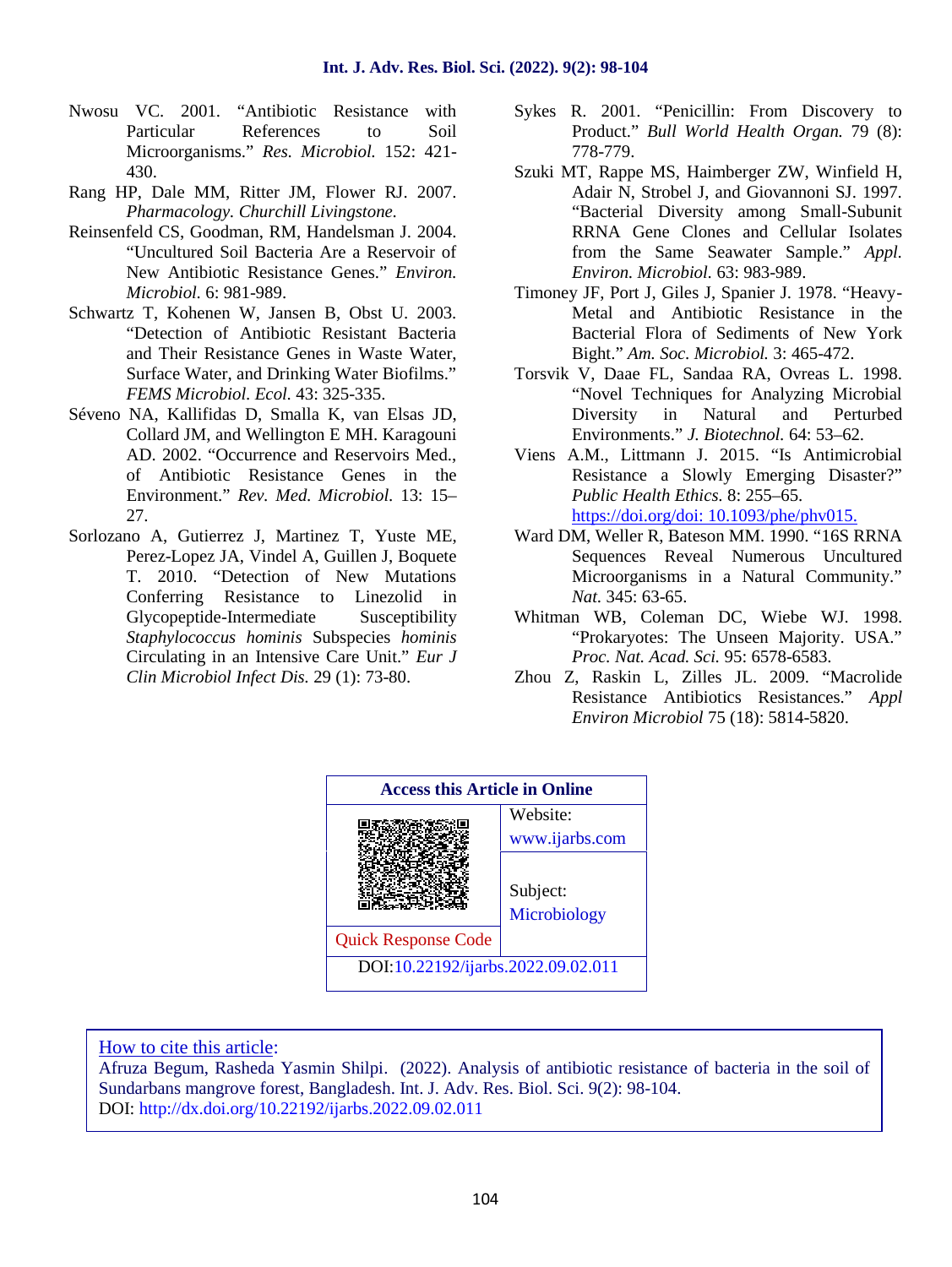Nwosu VC. 2001. "Antibiotic Resistance with Particular References to Soil Microorganisms." *Res. Microbiol.* 152: 421-430.

Rang HP, Dale MM, Ritter JM, Flower RJ. 2007. *Pharmacology. Churchill Livingstone.*

Reinsenfeld CS, Goodman, RM, Handelsman J. 2004. "Uncultured Soil Bacteria Are a Reservoir of New Antibiotic Resistance Genes." *Environ. Microbiol.* 6: 981-989.

Schwartz T, Kohenen W, Jansen B, Obst U. 2003. "Detection of Antibiotic Resistant Bacteria and Their Resistance Genes in Waste Water, Surface Water, and Drinking Water Biofilms." *FEMS Microbiol. Ecol.* 43: 325-335.

Séveno NA, Kallifidas D, Smalla K, van Elsas JD, Collard JM, and Wellington E MH. Karagouni AD. 2002. "Occurrence and Reservoirs Med., of Antibiotic Resistance Genes in the Environment." *Rev. Med. Microbiol.* 13: 15–27.

Sorlozano A, Gutierrez J, Martinez T, Yuste ME, Perez-Lopez JA, Vindel A, Guillen J, Boquete T. 2010. "Detection of New Mutations Conferring Resistance to Linezolid in Glycopeptide-Intermediate Susceptibility *Staphylococcus hominis* Subspecies *hominis* Circulating in an Intensive Care Unit." *Eur J Clin Microbiol Infect Dis.* 29 (1): 73-80.

Sykes R. 2001. "Penicillin: From Discovery to Product." *Bull World Health Organ.* 79 (8): 778-779.

Szuki MT, Rappe MS, Haimberger ZW, Winfield H, Adair N, Strobel J, and Giovannoni SJ. 1997. "Bacterial Diversity among Small-Subunit RRNA Gene Clones and Cellular Isolates from the Same Seawater Sample." *Appl. Environ. Microbiol.* 63: 983-989.

Timoney JF, Port J, Giles J, Spanier J. 1978. "Heavy-Metal and Antibiotic Resistance in the Bacterial Flora of Sediments of New York Bight." *Am. Soc. Microbiol.* 3: 465-472.

Torsvik V, Daae FL, Sandaa RA, Ovreas L. 1998. "Novel Techniques for Analyzing Microbial Diversity in Natural and Perturbed Environments." *J. Biotechnol.* 64: 53–62.

Viens A.M., Littmann J. 2015. "Is Antimicrobial Resistance a Slowly Emerging Disaster?" *Public Health Ethics.* 8: 255–65. https://doi.org/doi: 10.1093/phe/phv015.

Ward DM, Weller R, Bateson MM. 1990. "16S RRNA Sequences Reveal Numerous Uncultured Microorganisms in a Natural Community." *Nat.* 345: 63-65.

Whitman WB, Coleman DC, Wiebe WJ. 1998. "Prokaryotes: The Unseen Majority. USA." *Proc. Nat. Acad. Sci.* 95: 6578-6583.

Zhou Z, Raskin L, Zilles JL. 2009. "Macrolide Resistance Antibiotics Resistances." *Appl Environ Microbiol* 75 (18): 5814-5820.

| Access this Article in Online | |
|---|---|
| | Website: www.ijarbs.com |
| Quick Response Code | Subject: Microbiology |
| DOI:10.22192/ijarbs.2022.09.02.011 | |

How to cite this article:
Afruza Begum, Rasheda Yasmin Shilpi. (2022). Analysis of antibiotic resistance of bacteria in the soil of Sundarbans mangrove forest, Bangladesh. Int. J. Adv. Res. Biol. Sci. 9(2): 98-104.
DOI: http://dx.doi.org/10.22192/ijarbs.2022.09.02.011